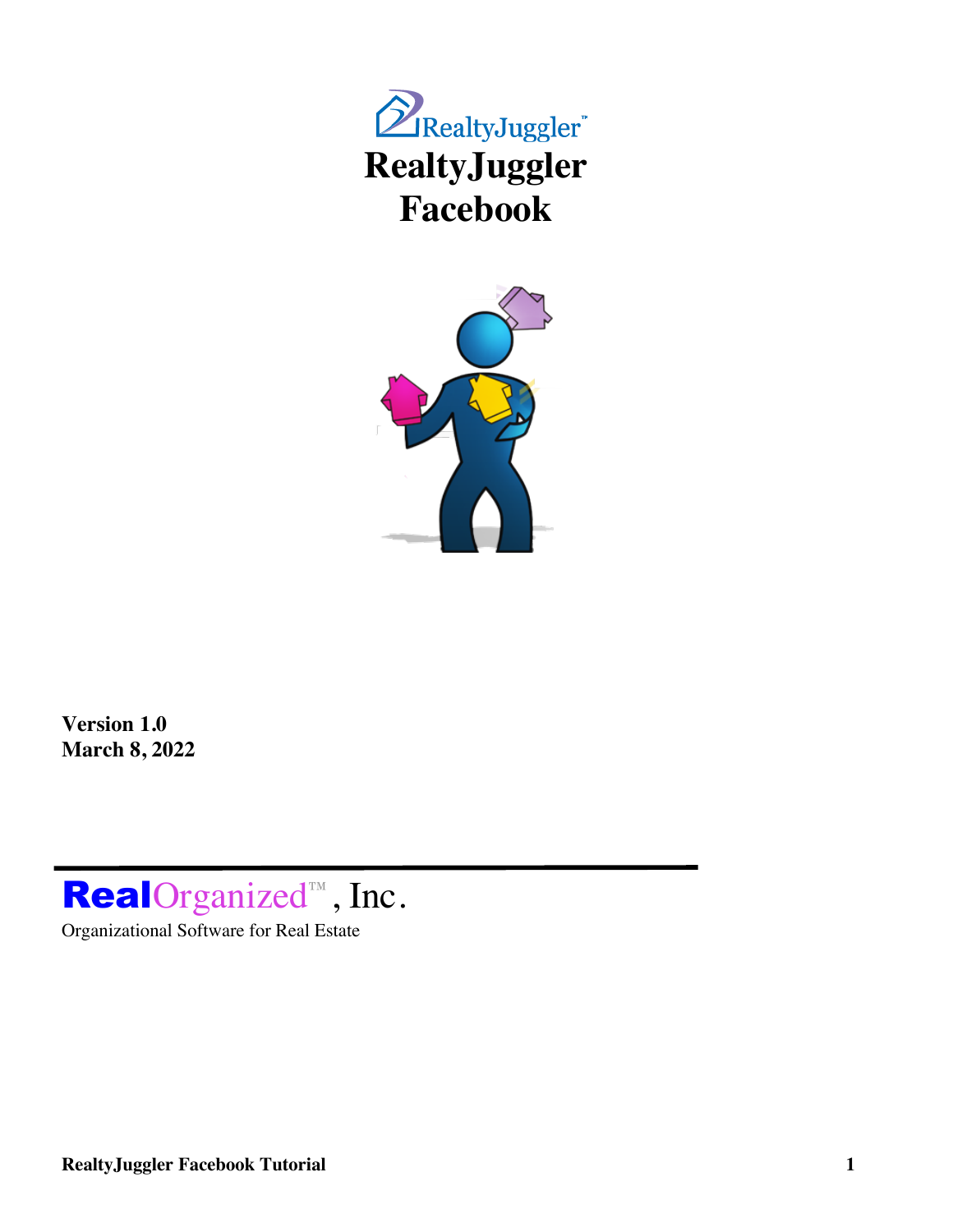RealtyJuggler™

# RealtyJuggler Facebook

**Version 1.0**
**March 8, 2022**

**Real**Organized™, Inc.

Organizational Software for Real Estate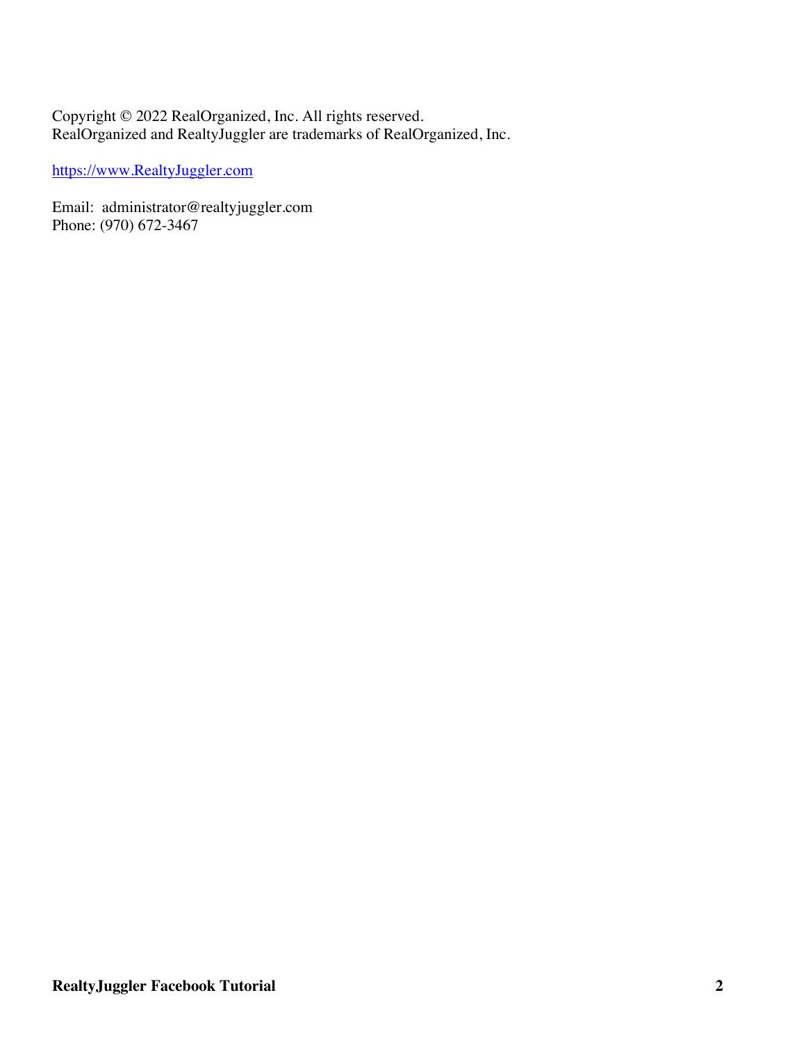Copyright © 2022 RealOrganized, Inc. All rights reserved.
RealOrganized and RealtyJuggler are trademarks of RealOrganized, Inc.

[https://www.RealtyJuggler.com](https://www.RealtyJuggler.com)

Email: administrator@realtyjuggler.com
Phone: (970) 672-3467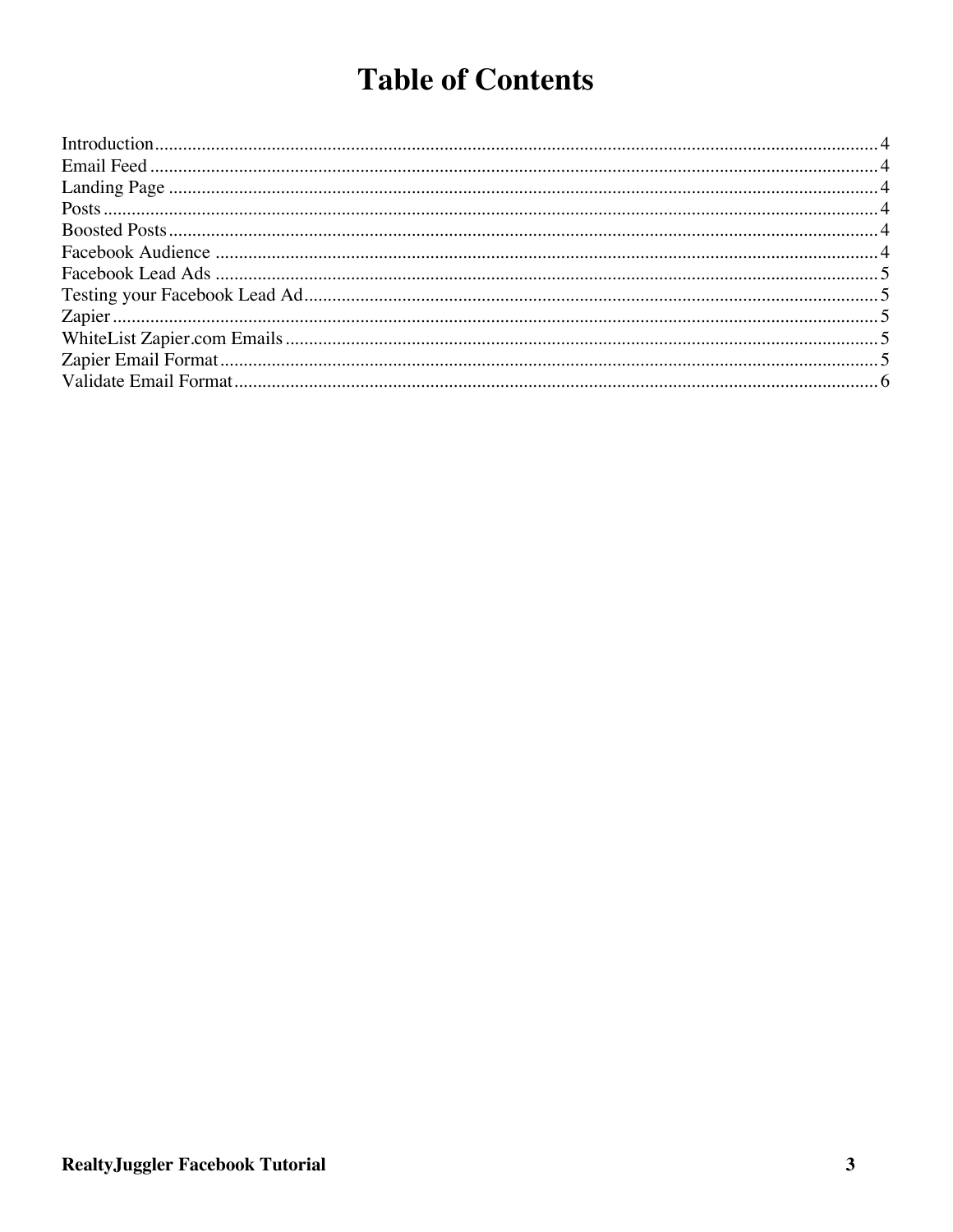# Table of Contents

Introduction.......................................................................................................................................... 4
Email Feed ........................................................................................................................................... 4
Landing Page ....................................................................................................................................... 4
Posts..................................................................................................................................................... 4
Boosted Posts....................................................................................................................................... 4
Facebook Audience ............................................................................................................................. 4
Facebook Lead Ads ............................................................................................................................. 5
Testing your Facebook Lead Ad.......................................................................................................... 5
Zapier................................................................................................................................................... 5
WhiteList Zapier.com Emails .............................................................................................................. 5
Zapier Email Format............................................................................................................................ 5
Validate Email Format......................................................................................................................... 6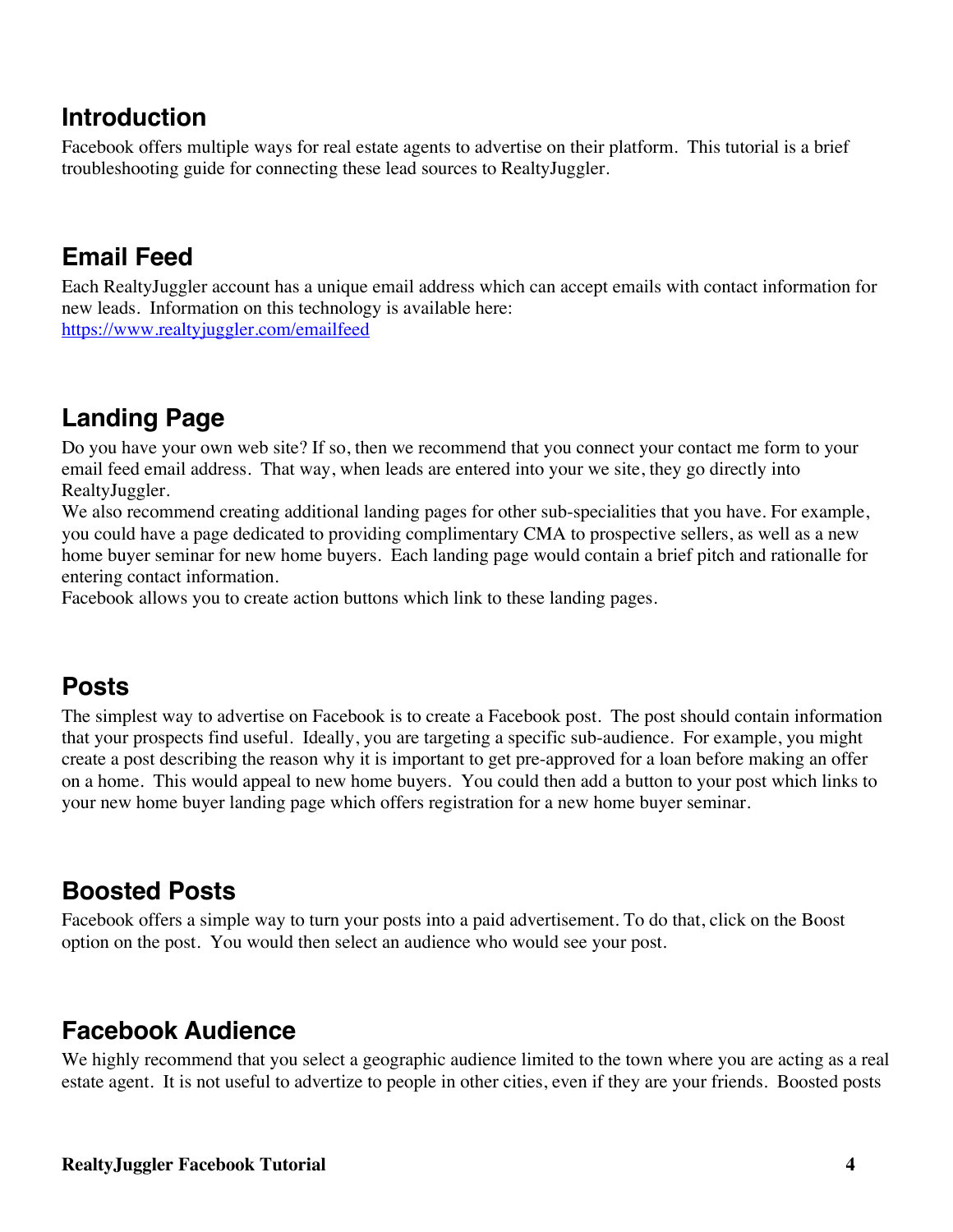## Introduction

Facebook offers multiple ways for real estate agents to advertise on their platform. This tutorial is a brief troubleshooting guide for connecting these lead sources to RealtyJuggler.

## Email Feed

Each RealtyJuggler account has a unique email address which can accept emails with contact information for new leads. Information on this technology is available here:
[https://www.realtyjuggler.com/emailfeed](https://www.realtyjuggler.com/emailfeed)

## Landing Page

Do you have your own web site? If so, then we recommend that you connect your contact me form to your email feed email address. That way, when leads are entered into your we site, they go directly into RealtyJuggler.
We also recommend creating additional landing pages for other sub-specialities that you have. For example, you could have a page dedicated to providing complimentary CMA to prospective sellers, as well as a new home buyer seminar for new home buyers. Each landing page would contain a brief pitch and rationalle for entering contact information.
Facebook allows you to create action buttons which link to these landing pages.

## Posts

The simplest way to advertise on Facebook is to create a Facebook post. The post should contain information that your prospects find useful. Ideally, you are targeting a specific sub-audience. For example, you might create a post describing the reason why it is important to get pre-approved for a loan before making an offer on a home. This would appeal to new home buyers. You could then add a button to your post which links to your new home buyer landing page which offers registration for a new home buyer seminar.

## Boosted Posts

Facebook offers a simple way to turn your posts into a paid advertisement. To do that, click on the Boost option on the post. You would then select an audience who would see your post.

## Facebook Audience

We highly recommend that you select a geographic audience limited to the town where you are acting as a real estate agent. It is not useful to advertize to people in other cities, even if they are your friends. Boosted posts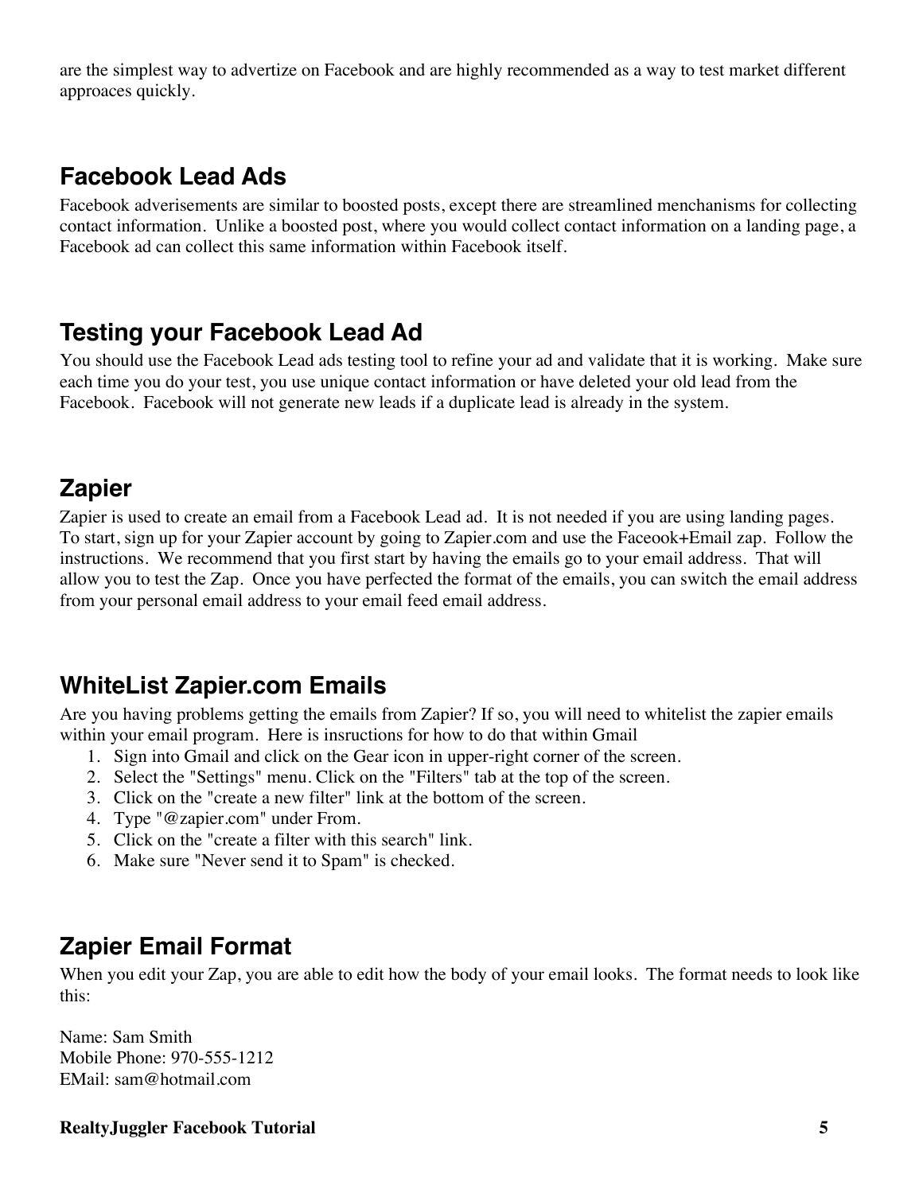are the simplest way to advertize on Facebook and are highly recommended as a way to test market different approaces quickly.

## Facebook Lead Ads

Facebook adverisements are similar to boosted posts, except there are streamlined menchanisms for collecting contact information. Unlike a boosted post, where you would collect contact information on a landing page, a Facebook ad can collect this same information within Facebook itself.

## Testing your Facebook Lead Ad

You should use the Facebook Lead ads testing tool to refine your ad and validate that it is working. Make sure each time you do your test, you use unique contact information or have deleted your old lead from the Facebook. Facebook will not generate new leads if a duplicate lead is already in the system.

## Zapier

Zapier is used to create an email from a Facebook Lead ad. It is not needed if you are using landing pages. To start, sign up for your Zapier account by going to Zapier.com and use the Faceook+Email zap. Follow the instructions. We recommend that you first start by having the emails go to your email address. That will allow you to test the Zap. Once you have perfected the format of the emails, you can switch the email address from your personal email address to your email feed email address.

## WhiteList Zapier.com Emails

Are you having problems getting the emails from Zapier? If so, you will need to whitelist the zapier emails within your email program. Here is insructions for how to do that within Gmail

1. Sign into Gmail and click on the Gear icon in upper-right corner of the screen.
2. Select the "Settings" menu. Click on the "Filters" tab at the top of the screen.
3. Click on the "create a new filter" link at the bottom of the screen.
4. Type "@zapier.com" under From.
5. Click on the "create a filter with this search" link.
6. Make sure "Never send it to Spam" is checked.

## Zapier Email Format

When you edit your Zap, you are able to edit how the body of your email looks. The format needs to look like this:

Name: Sam Smith
Mobile Phone: 970-555-1212
EMail: sam@hotmail.com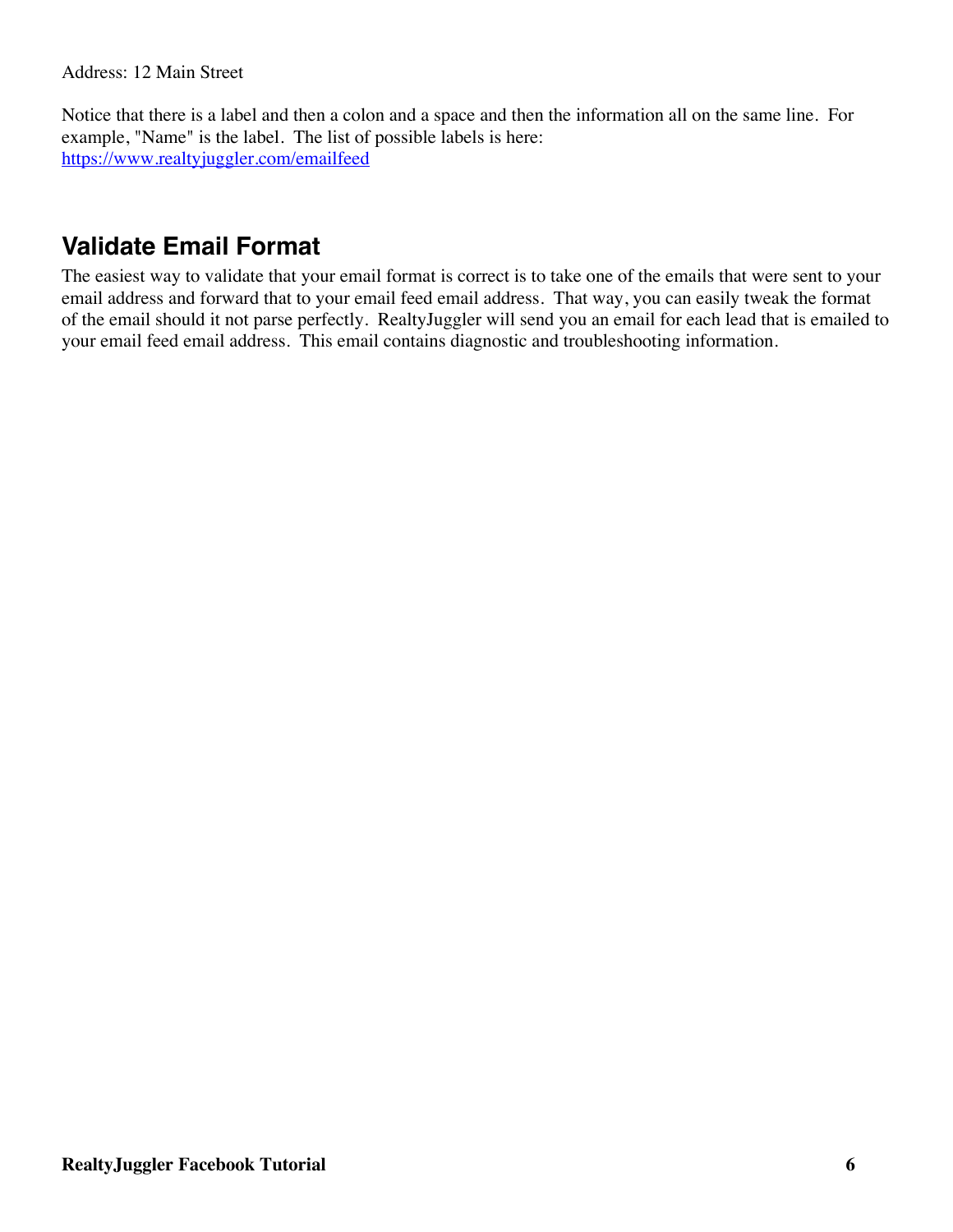Address: 12 Main Street

Notice that there is a label and then a colon and a space and then the information all on the same line. For example, "Name" is the label. The list of possible labels is here: [https://www.realtyjuggler.com/emailfeed](https://www.realtyjuggler.com/emailfeed)

## Validate Email Format

The easiest way to validate that your email format is correct is to take one of the emails that were sent to your email address and forward that to your email feed email address. That way, you can easily tweak the format of the email should it not parse perfectly. RealtyJuggler will send you an email for each lead that is emailed to your email feed email address. This email contains diagnostic and troubleshooting information.